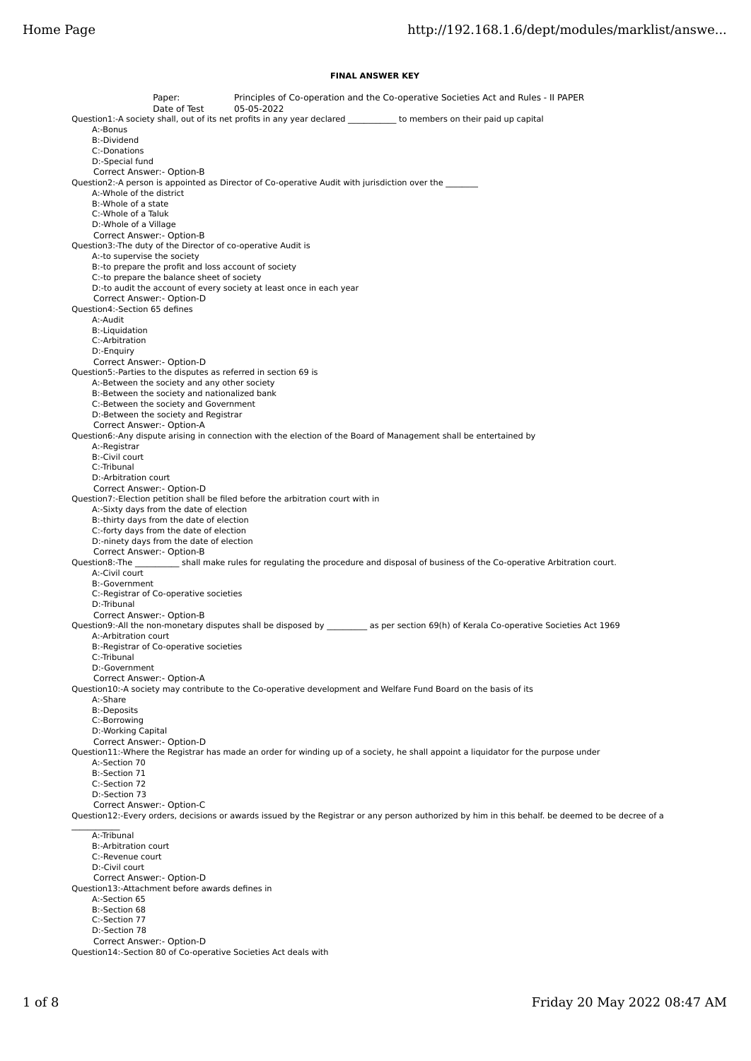**FINAL ANSWER KEY**

Paper: Principles of Co-operation and the Co-operative Societies Act and Rules - II PAPER
Date of Test 05-05-2022

Question1:-A society shall, out of its net profits in any year declared ___________ to members on their paid up capital
A:-Bonus
B:-Dividend
C:-Donations
D:-Special fund
Correct Answer:- Option-B

Question2:-A person is appointed as Director of Co-operative Audit with jurisdiction over the _______
A:-Whole of the district
B:-Whole of a state
C:-Whole of a Taluk
D:-Whole of a Village
Correct Answer:- Option-B

Question3:-The duty of the Director of co-operative Audit is
A:-to supervise the society
B:-to prepare the profit and loss account of society
C:-to prepare the balance sheet of society
D:-to audit the account of every society at least once in each year
Correct Answer:- Option-D

Question4:-Section 65 defines
A:-Audit
B:-Liquidation
C:-Arbitration
D:-Enquiry
Correct Answer:- Option-D

Question5:-Parties to the disputes as referred in section 69 is
A:-Between the society and any other society
B:-Between the society and nationalized bank
C:-Between the society and Government
D:-Between the society and Registrar
Correct Answer:- Option-A

Question6:-Any dispute arising in connection with the election of the Board of Management shall be entertained by
A:-Registrar
B:-Civil court
C:-Tribunal
D:-Arbitration court
Correct Answer:- Option-D

Question7:-Election petition shall be filed before the arbitration court with in
A:-Sixty days from the date of election
B:-thirty days from the date of election
C:-forty days from the date of election
D:-ninety days from the date of election
Correct Answer:- Option-B

Question8:-The __________ shall make rules for regulating the procedure and disposal of business of the Co-operative Arbitration court.
A:-Civil court
B:-Government
C:-Registrar of Co-operative societies
D:-Tribunal
Correct Answer:- Option-B

Question9:-All the non-monetary disputes shall be disposed by _________ as per section 69(h) of Kerala Co-operative Societies Act 1969
A:-Arbitration court
B:-Registrar of Co-operative societies
C:-Tribunal
D:-Government
Correct Answer:- Option-A

Question10:-A society may contribute to the Co-operative development and Welfare Fund Board on the basis of its
A:-Share
B:-Deposits
C:-Borrowing
D:-Working Capital
Correct Answer:- Option-D

Question11:-Where the Registrar has made an order for winding up of a society, he shall appoint a liquidator for the purpose under
A:-Section 70
B:-Section 71
C:-Section 72
D:-Section 73
Correct Answer:- Option-C

Question12:-Every orders, decisions or awards issued by the Registrar or any person authorized by him in this behalf. be deemed to be decree of a ___________
A:-Tribunal
B:-Arbitration court
C:-Revenue court
D:-Civil court
Correct Answer:- Option-D

Question13:-Attachment before awards defines in
A:-Section 65
B:-Section 68
C:-Section 77
D:-Section 78
Correct Answer:- Option-D

Question14:-Section 80 of Co-operative Societies Act deals with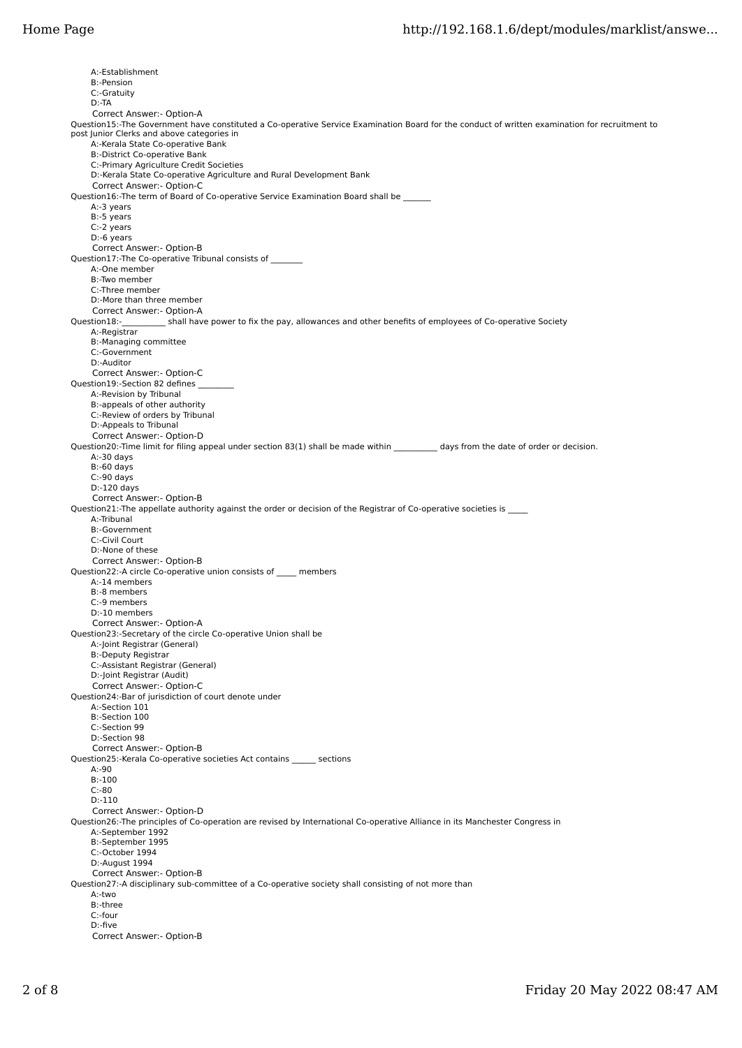A:-Establishment
B:-Pension
C:-Gratuity
D:-TA
Correct Answer:- Option-A

Question15:-The Government have constituted a Co-operative Service Examination Board for the conduct of written examination for recruitment to post Junior Clerks and above categories in
A:-Kerala State Co-operative Bank
B:-District Co-operative Bank
C:-Primary Agriculture Credit Societies
D:-Kerala State Co-operative Agriculture and Rural Development Bank
Correct Answer:- Option-C

Question16:-The term of Board of Co-operative Service Examination Board shall be _______
A:-3 years
B:-5 years
C:-2 years
D:-6 years
Correct Answer:- Option-B

Question17:-The Co-operative Tribunal consists of ________
A:-One member
B:-Two member
C:-Three member
D:-More than three member
Correct Answer:- Option-A

Question18:-___________ shall have power to fix the pay, allowances and other benefits of employees of Co-operative Society
A:-Registrar
B:-Managing committee
C:-Government
D:-Auditor
Correct Answer:- Option-C

Question19:-Section 82 defines _________
A:-Revision by Tribunal
B:-appeals of other authority
C:-Review of orders by Tribunal
D:-Appeals to Tribunal
Correct Answer:- Option-D

Question20:-Time limit for filing appeal under section 83(1) shall be made within ___________ days from the date of order or decision.
A:-30 days
B:-60 days
C:-90 days
D:-120 days
Correct Answer:- Option-B

Question21:-The appellate authority against the order or decision of the Registrar of Co-operative societies is _____
A:-Tribunal
B:-Government
C:-Civil Court
D:-None of these
Correct Answer:- Option-B

Question22:-A circle Co-operative union consists of _____ members
A:-14 members
B:-8 members
C:-9 members
D:-10 members
Correct Answer:- Option-A

Question23:-Secretary of the circle Co-operative Union shall be
A:-Joint Registrar (General)
B:-Deputy Registrar
C:-Assistant Registrar (General)
D:-Joint Registrar (Audit)
Correct Answer:- Option-C

Question24:-Bar of jurisdiction of court denote under
A:-Section 101
B:-Section 100
C:-Section 99
D:-Section 98
Correct Answer:- Option-B

Question25:-Kerala Co-operative societies Act contains ______ sections
A:-90
B:-100
C:-80
D:-110
Correct Answer:- Option-D

Question26:-The principles of Co-operation are revised by International Co-operative Alliance in its Manchester Congress in
A:-September 1992
B:-September 1995
C:-October 1994
D:-August 1994
Correct Answer:- Option-B

Question27:-A disciplinary sub-committee of a Co-operative society shall consisting of not more than
A:-two
B:-three
C:-four
D:-five
Correct Answer:- Option-B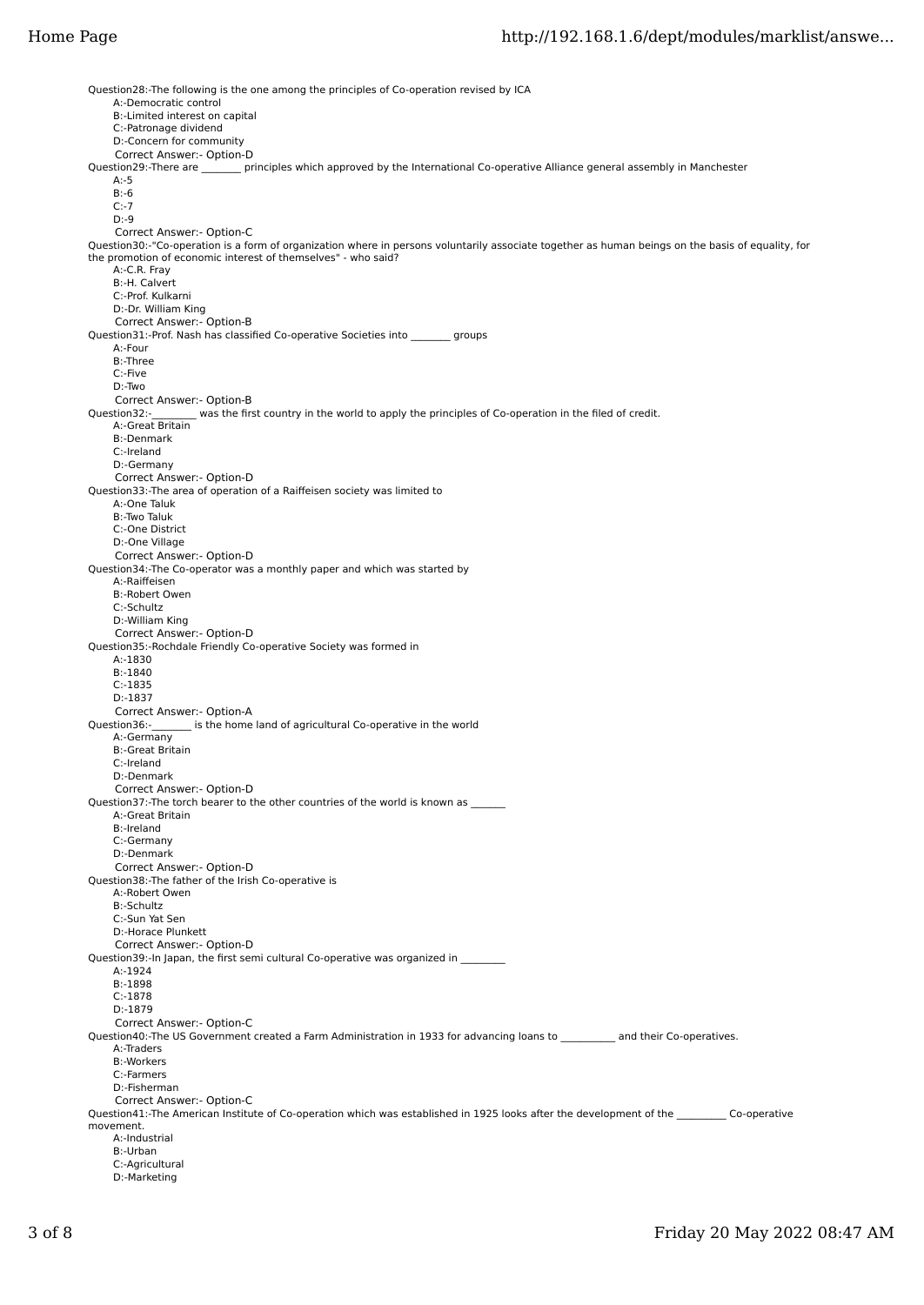Question28:-The following is the one among the principles of Co-operation revised by ICA

A:-Democratic control
B:-Limited interest on capital
C:-Patronage dividend
D:-Concern for community

Correct Answer:- Option-D

Question29:-There are ________ principles which approved by the International Co-operative Alliance general assembly in Manchester

A:-5
B:-6
C:-7
D:-9

Correct Answer:- Option-C

Question30:-"Co-operation is a form of organization where in persons voluntarily associate together as human beings on the basis of equality, for the promotion of economic interest of themselves" - who said?

A:-C.R. Fray
B:-H. Calvert
C:-Prof. Kulkarni
D:-Dr. William King

Correct Answer:- Option-B

Question31:-Prof. Nash has classified Co-operative Societies into ________ groups

A:-Four
B:-Three
C:-Five
D:-Two

Correct Answer:- Option-B

Question32:-_________ was the first country in the world to apply the principles of Co-operation in the filed of credit.

A:-Great Britain
B:-Denmark
C:-Ireland
D:-Germany

Correct Answer:- Option-D

Question33:-The area of operation of a Raiffeisen society was limited to

A:-One Taluk
B:-Two Taluk
C:-One District
D:-One Village

Correct Answer:- Option-D

Question34:-The Co-operator was a monthly paper and which was started by

A:-Raiffeisen
B:-Robert Owen
C:-Schultz
D:-William King

Correct Answer:- Option-D

Question35:-Rochdale Friendly Co-operative Society was formed in

A:-1830
B:-1840
C:-1835
D:-1837

Correct Answer:- Option-A

Question36:-________ is the home land of agricultural Co-operative in the world

A:-Germany
B:-Great Britain
C:-Ireland
D:-Denmark

Correct Answer:- Option-D

Question37:-The torch bearer to the other countries of the world is known as _______

A:-Great Britain
B:-Ireland
C:-Germany
D:-Denmark

Correct Answer:- Option-D

Question38:-The father of the Irish Co-operative is

A:-Robert Owen
B:-Schultz
C:-Sun Yat Sen
D:-Horace Plunkett

Correct Answer:- Option-D

Question39:-In Japan, the first semi cultural Co-operative was organized in _________

A:-1924
B:-1898
C:-1878
D:-1879

Correct Answer:- Option-C

Question40:-The US Government created a Farm Administration in 1933 for advancing loans to ___________ and their Co-operatives.

A:-Traders
B:-Workers
C:-Farmers
D:-Fisherman

Correct Answer:- Option-C

Question41:-The American Institute of Co-operation which was established in 1925 looks after the development of the __________ Co-operative movement.

A:-Industrial
B:-Urban
C:-Agricultural
D:-Marketing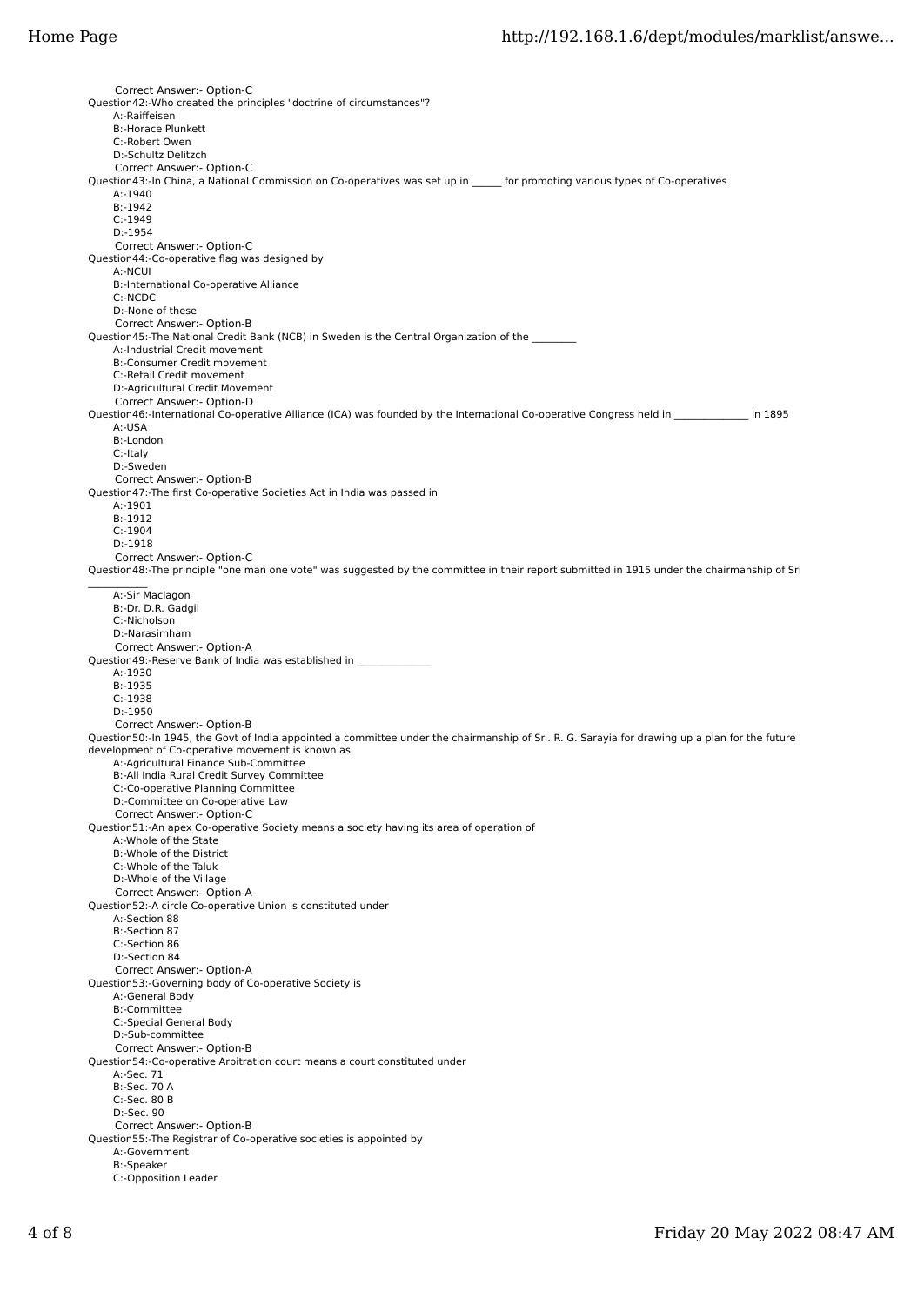Correct Answer:- Option-C

Question42:-Who created the principles "doctrine of circumstances"?

A:-Raiffeisen

B:-Horace Plunkett

C:-Robert Owen

D:-Schultz Delitzch

Correct Answer:- Option-C

Question43:-In China, a National Commission on Co-operatives was set up in ______ for promoting various types of Co-operatives

A:-1940

B:-1942

C:-1949

D:-1954

Correct Answer:- Option-C

Question44:-Co-operative flag was designed by

A:-NCUI

B:-International Co-operative Alliance

C:-NCDC

D:-None of these

Correct Answer:- Option-B

Question45:-The National Credit Bank (NCB) in Sweden is the Central Organization of the ________

A:-Industrial Credit movement

B:-Consumer Credit movement

C:-Retail Credit movement

D:-Agricultural Credit Movement

Correct Answer:- Option-D

Question46:-International Co-operative Alliance (ICA) was founded by the International Co-operative Congress held in ______________ in 1895

A:-USA

B:-London

C:-Italy

D:-Sweden

Correct Answer:- Option-B

Question47:-The first Co-operative Societies Act in India was passed in

A:-1901

B:-1912

C:-1904

D:-1918

Correct Answer:- Option-C

Question48:-The principle "one man one vote" was suggested by the committee in their report submitted in 1915 under the chairmanship of Sri ________

A:-Sir Maclagon

B:-Dr. D.R. Gadgil

C:-Nicholson

D:-Narasimham

Correct Answer:- Option-A

Question49:-Reserve Bank of India was established in ______________

A:-1930

B:-1935

C:-1938

D:-1950

Correct Answer:- Option-B

Question50:-In 1945, the Govt of India appointed a committee under the chairmanship of Sri. R. G. Sarayia for drawing up a plan for the future development of Co-operative movement is known as

A:-Agricultural Finance Sub-Committee

B:-All India Rural Credit Survey Committee

C:-Co-operative Planning Committee

D:-Committee on Co-operative Law

Correct Answer:- Option-C

Question51:-An apex Co-operative Society means a society having its area of operation of

A:-Whole of the State

B:-Whole of the District

C:-Whole of the Taluk

D:-Whole of the Village

Correct Answer:- Option-A

Question52:-A circle Co-operative Union is constituted under

A:-Section 88

B:-Section 87

C:-Section 86

D:-Section 84

Correct Answer:- Option-A

Question53:-Governing body of Co-operative Society is

A:-General Body

B:-Committee

C:-Special General Body

D:-Sub-committee

Correct Answer:- Option-B

Question54:-Co-operative Arbitration court means a court constituted under

A:-Sec. 71

B:-Sec. 70 A

C:-Sec. 80 B

D:-Sec. 90

Correct Answer:- Option-B

Question55:-The Registrar of Co-operative societies is appointed by

A:-Government

B:-Speaker

C:-Opposition Leader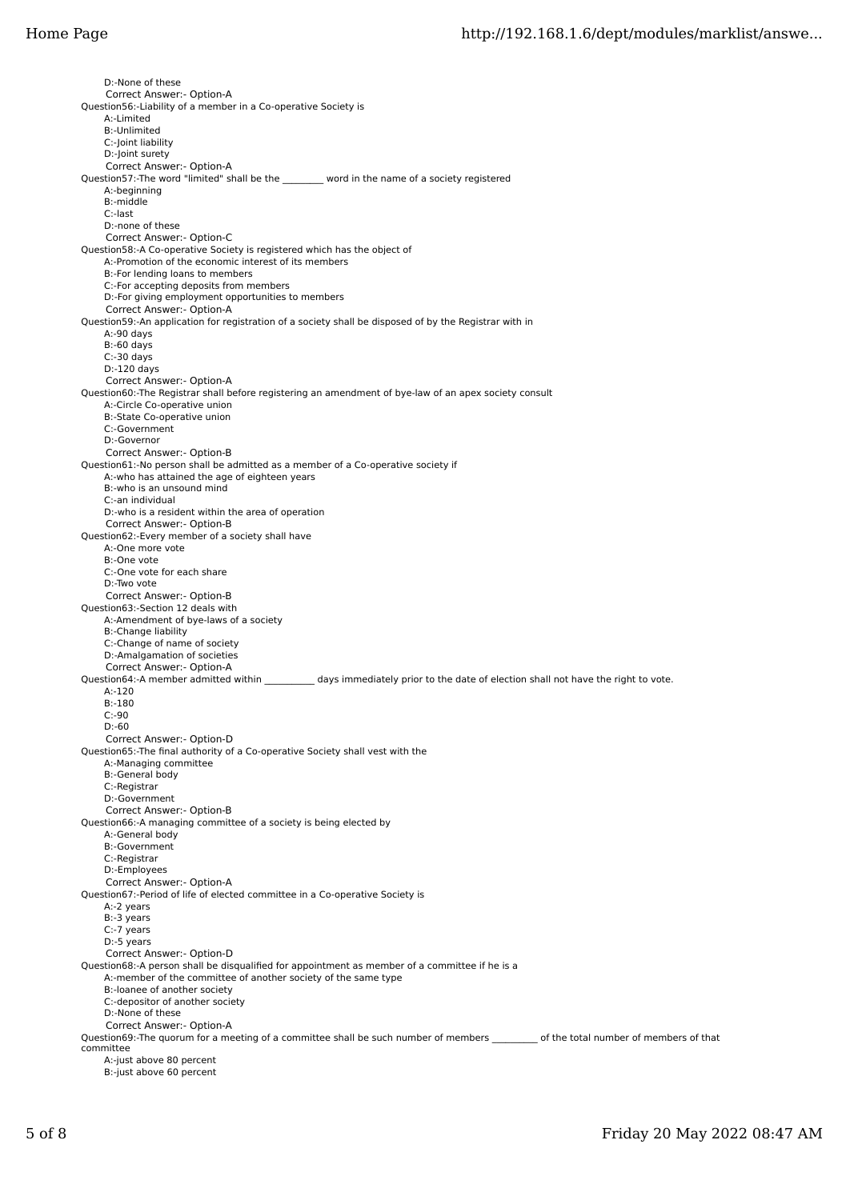D:-None of these
Correct Answer:- Option-A

Question56:-Liability of a member in a Co-operative Society is
A:-Limited
B:-Unlimited
C:-Joint liability
D:-Joint surety
Correct Answer:- Option-A

Question57:-The word "limited" shall be the ________ word in the name of a society registered
A:-beginning
B:-middle
C:-last
D:-none of these
Correct Answer:- Option-C

Question58:-A Co-operative Society is registered which has the object of
A:-Promotion of the economic interest of its members
B:-For lending loans to members
C:-For accepting deposits from members
D:-For giving employment opportunities to members
Correct Answer:- Option-A

Question59:-An application for registration of a society shall be disposed of by the Registrar with in
A:-90 days
B:-60 days
C:-30 days
D:-120 days
Correct Answer:- Option-A

Question60:-The Registrar shall before registering an amendment of bye-law of an apex society consult
A:-Circle Co-operative union
B:-State Co-operative union
C:-Government
D:-Governor
Correct Answer:- Option-B

Question61:-No person shall be admitted as a member of a Co-operative society if
A:-who has attained the age of eighteen years
B:-who is an unsound mind
C:-an individual
D:-who is a resident within the area of operation
Correct Answer:- Option-B

Question62:-Every member of a society shall have
A:-One more vote
B:-One vote
C:-One vote for each share
D:-Two vote
Correct Answer:- Option-B

Question63:-Section 12 deals with
A:-Amendment of bye-laws of a society
B:-Change liability
C:-Change of name of society
D:-Amalgamation of societies
Correct Answer:- Option-A

Question64:-A member admitted within __________ days immediately prior to the date of election shall not have the right to vote.
A:-120
B:-180
C:-90
D:-60
Correct Answer:- Option-D

Question65:-The final authority of a Co-operative Society shall vest with the
A:-Managing committee
B:-General body
C:-Registrar
D:-Government
Correct Answer:- Option-B

Question66:-A managing committee of a society is being elected by
A:-General body
B:-Government
C:-Registrar
D:-Employees
Correct Answer:- Option-A

Question67:-Period of life of elected committee in a Co-operative Society is
A:-2 years
B:-3 years
C:-7 years
D:-5 years
Correct Answer:- Option-D

Question68:-A person shall be disqualified for appointment as member of a committee if he is a
A:-member of the committee of another society of the same type
B:-loanee of another society
C:-depositor of another society
D:-None of these
Correct Answer:- Option-A

Question69:-The quorum for a meeting of a committee shall be such number of members _________ of the total number of members of that committee
A:-just above 80 percent
B:-just above 60 percent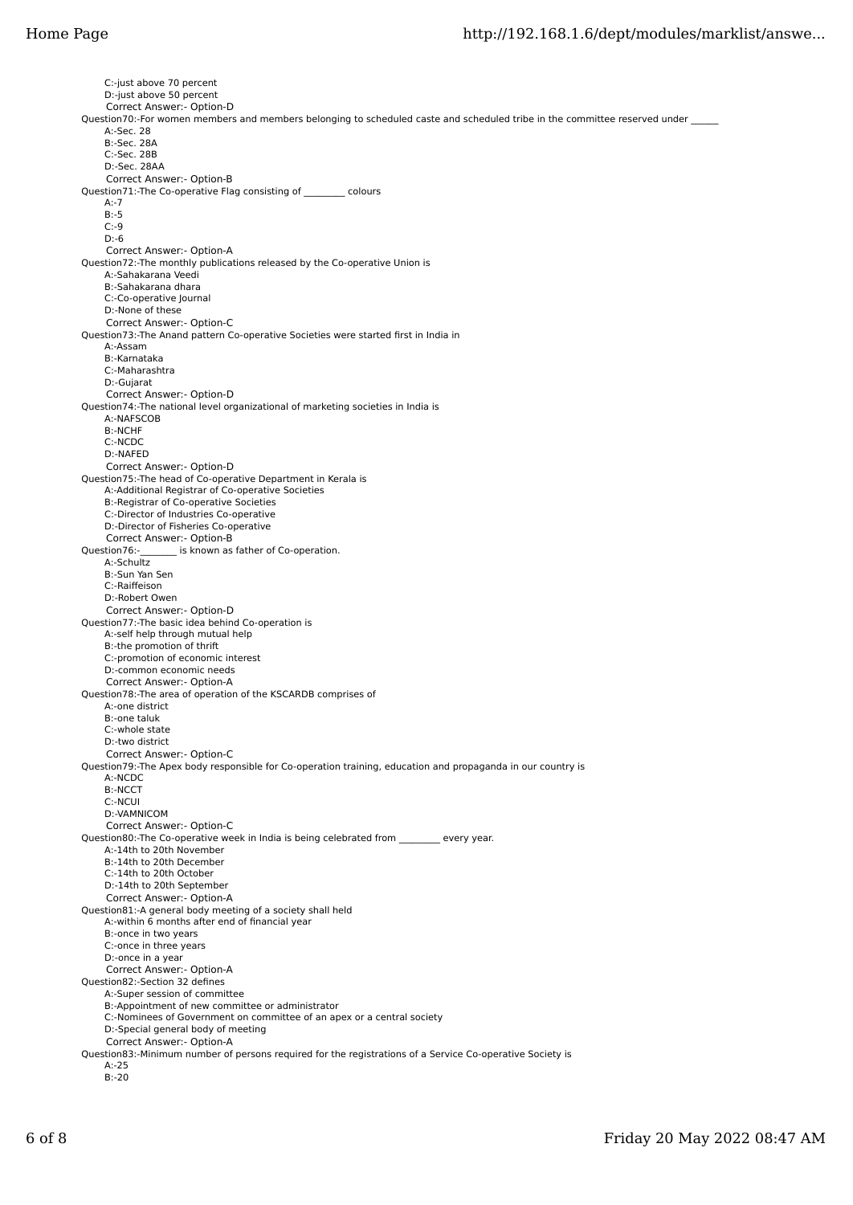C:-just above 70 percent
D:-just above 50 percent
Correct Answer:- Option-D

Question70:-For women members and members belonging to scheduled caste and scheduled tribe in the committee reserved under ______
A:-Sec. 28
B:-Sec. 28A
C:-Sec. 28B
D:-Sec. 28AA
Correct Answer:- Option-B

Question71:-The Co-operative Flag consisting of ________ colours
A:-7
B:-5
C:-9
D:-6
Correct Answer:- Option-A

Question72:-The monthly publications released by the Co-operative Union is
A:-Sahakarana Veedi
B:-Sahakarana dhara
C:-Co-operative Journal
D:-None of these
Correct Answer:- Option-C

Question73:-The Anand pattern Co-operative Societies were started first in India in
A:-Assam
B:-Karnataka
C:-Maharashtra
D:-Gujarat
Correct Answer:- Option-D

Question74:-The national level organizational of marketing societies in India is
A:-NAFSCOB
B:-NCHF
C:-NCDC
D:-NAFED
Correct Answer:- Option-D

Question75:-The head of Co-operative Department in Kerala is
A:-Additional Registrar of Co-operative Societies
B:-Registrar of Co-operative Societies
C:-Director of Industries Co-operative
D:-Director of Fisheries Co-operative
Correct Answer:- Option-B

Question76:-_______ is known as father of Co-operation.
A:-Schultz
B:-Sun Yan Sen
C:-Raiffeison
D:-Robert Owen
Correct Answer:- Option-D

Question77:-The basic idea behind Co-operation is
A:-self help through mutual help
B:-the promotion of thrift
C:-promotion of economic interest
D:-common economic needs
Correct Answer:- Option-A

Question78:-The area of operation of the KSCARDB comprises of
A:-one district
B:-one taluk
C:-whole state
D:-two district
Correct Answer:- Option-C

Question79:-The Apex body responsible for Co-operation training, education and propaganda in our country is
A:-NCDC
B:-NCCT
C:-NCUI
D:-VAMNICOM
Correct Answer:- Option-C

Question80:-The Co-operative week in India is being celebrated from ________ every year.
A:-14th to 20th November
B:-14th to 20th December
C:-14th to 20th October
D:-14th to 20th September
Correct Answer:- Option-A

Question81:-A general body meeting of a society shall held
A:-within 6 months after end of financial year
B:-once in two years
C:-once in three years
D:-once in a year
Correct Answer:- Option-A

Question82:-Section 32 defines
A:-Super session of committee
B:-Appointment of new committee or administrator
C:-Nominees of Government on committee of an apex or a central society
D:-Special general body of meeting
Correct Answer:- Option-A

Question83:-Minimum number of persons required for the registrations of a Service Co-operative Society is
A:-25
B:-20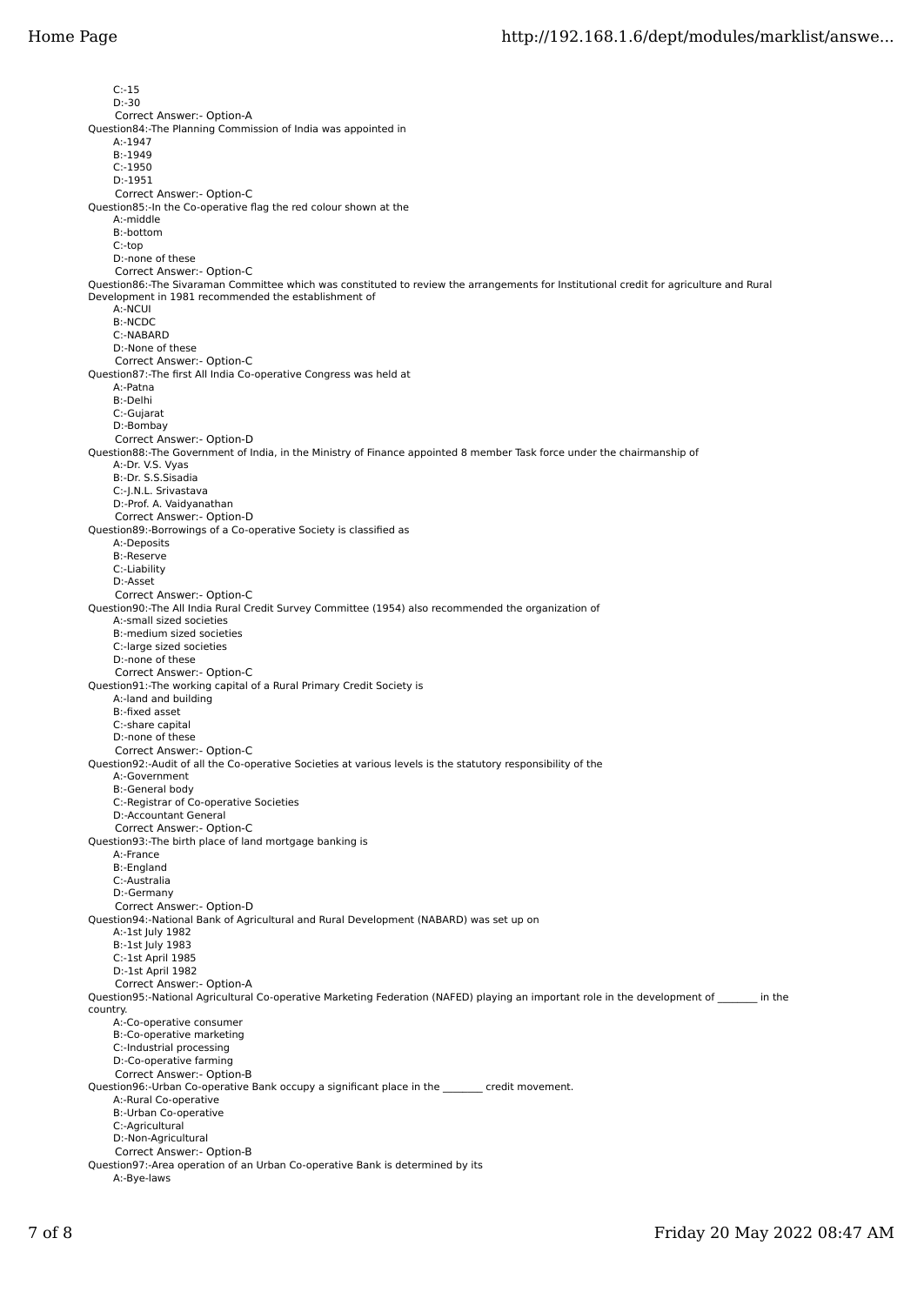C:-15
D:-30
Correct Answer:- Option-A

Question84:-The Planning Commission of India was appointed in
A:-1947
B:-1949
C:-1950
D:-1951
Correct Answer:- Option-C

Question85:-In the Co-operative flag the red colour shown at the
A:-middle
B:-bottom
C:-top
D:-none of these
Correct Answer:- Option-C

Question86:-The Sivaraman Committee which was constituted to review the arrangements for Institutional credit for agriculture and Rural Development in 1981 recommended the establishment of
A:-NCUI
B:-NCDC
C:-NABARD
D:-None of these
Correct Answer:- Option-C

Question87:-The first All India Co-operative Congress was held at
A:-Patna
B:-Delhi
C:-Gujarat
D:-Bombay
Correct Answer:- Option-D

Question88:-The Government of India, in the Ministry of Finance appointed 8 member Task force under the chairmanship of
A:-Dr. V.S. Vyas
B:-Dr. S.S.Sisadia
C:-J.N.L. Srivastava
D:-Prof. A. Vaidyanathan
Correct Answer:- Option-D

Question89:-Borrowings of a Co-operative Society is classified as
A:-Deposits
B:-Reserve
C:-Liability
D:-Asset
Correct Answer:- Option-C

Question90:-The All India Rural Credit Survey Committee (1954) also recommended the organization of
A:-small sized societies
B:-medium sized societies
C:-large sized societies
D:-none of these
Correct Answer:- Option-C

Question91:-The working capital of a Rural Primary Credit Society is
A:-land and building
B:-fixed asset
C:-share capital
D:-none of these
Correct Answer:- Option-C

Question92:-Audit of all the Co-operative Societies at various levels is the statutory responsibility of the
A:-Government
B:-General body
C:-Registrar of Co-operative Societies
D:-Accountant General
Correct Answer:- Option-C

Question93:-The birth place of land mortgage banking is
A:-France
B:-England
C:-Australia
D:-Germany
Correct Answer:- Option-D

Question94:-National Bank of Agricultural and Rural Development (NABARD) was set up on
A:-1st July 1982
B:-1st July 1983
C:-1st April 1985
D:-1st April 1982
Correct Answer:- Option-A

Question95:-National Agricultural Co-operative Marketing Federation (NAFED) playing an important role in the development of ________ in the country.
A:-Co-operative consumer
B:-Co-operative marketing
C:-Industrial processing
D:-Co-operative farming
Correct Answer:- Option-B

Question96:-Urban Co-operative Bank occupy a significant place in the ________ credit movement.
A:-Rural Co-operative
B:-Urban Co-operative
C:-Agricultural
D:-Non-Agricultural
Correct Answer:- Option-B

Question97:-Area operation of an Urban Co-operative Bank is determined by its
A:-Bye-laws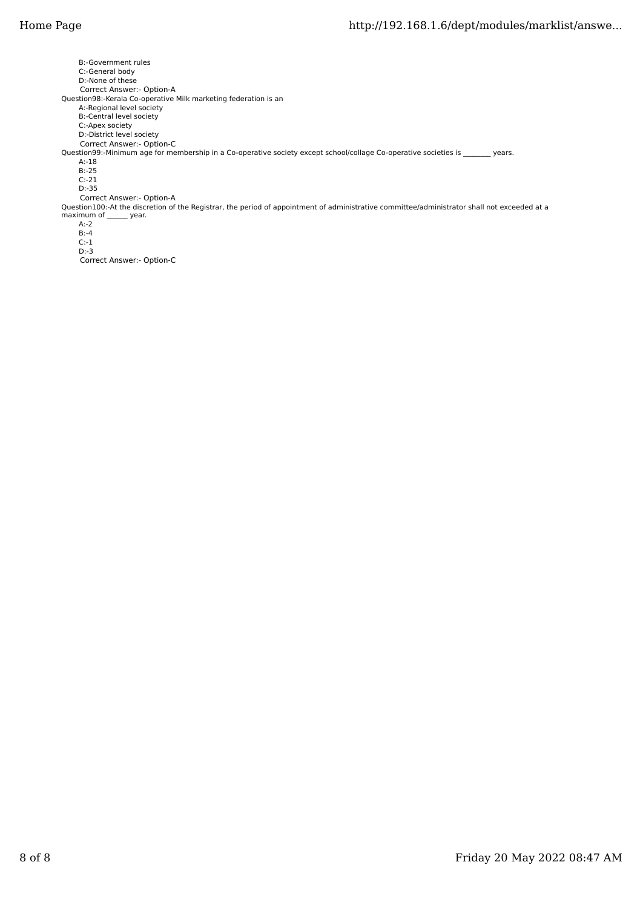B:-Government rules
C:-General body
D:-None of these
Correct Answer:- Option-A

Question98:-Kerala Co-operative Milk marketing federation is an
A:-Regional level society
B:-Central level society
C:-Apex society
D:-District level society
Correct Answer:- Option-C

Question99:-Minimum age for membership in a Co-operative society except school/collage Co-operative societies is ________ years.
A:-18
B:-25
C:-21
D:-35
Correct Answer:- Option-A

Question100:-At the discretion of the Registrar, the period of appointment of administrative committee/administrator shall not exceeded at a maximum of ______ year.
A:-2
B:-4
C:-1
D:-3
Correct Answer:- Option-C